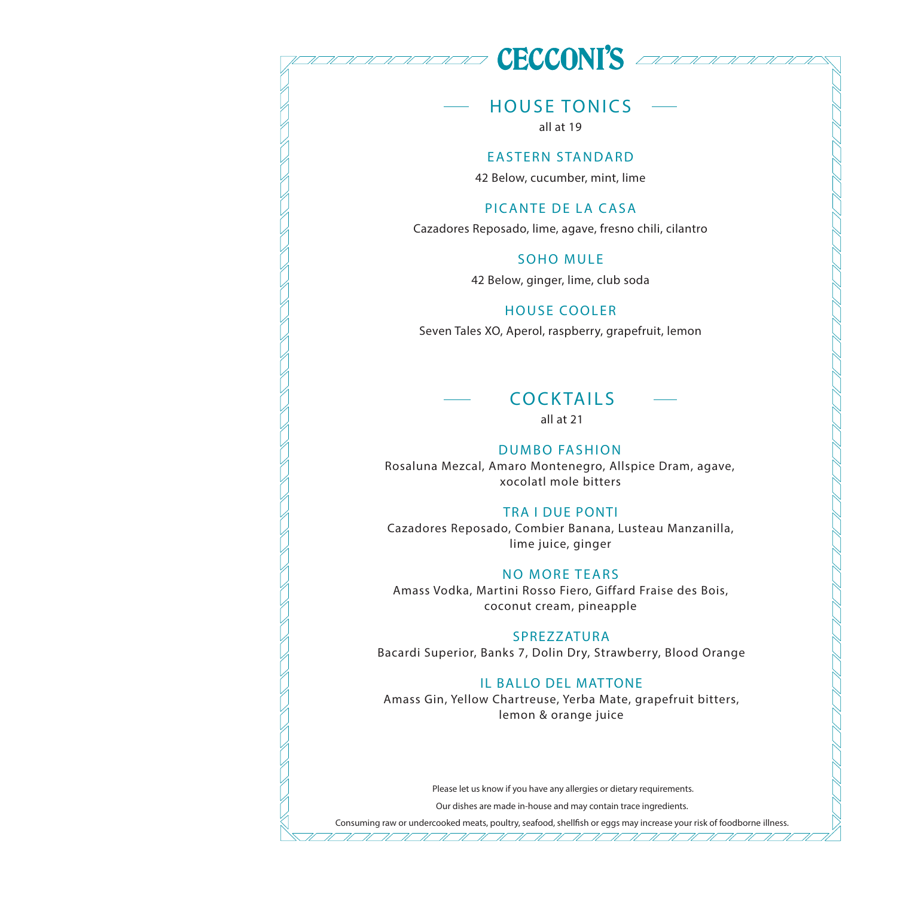# CECCONI'S

## HOUSE TONICS

all at 19

### EASTERN STANDARD

42 Below, cucumber, mint, lime

### PICANTE DE LA CASA

Cazadores Reposado, lime, agave, fresno chili, cilantro

### SOHO MULE

42 Below, ginger, lime, club soda

### HOUSE COOLER

Seven Tales XO, Aperol, raspberry, grapefruit, lemon

## COCKTAILS

all at 21

### DUMBO FASHION

Rosaluna Mezcal, Amaro Montenegro, Allspice Dram, agave, xocolatl mole bitters

### TRA I DUE PONTI

Cazadores Reposado, Combier Banana, Lusteau Manzanilla, lime juice, ginger

### NO MORE TEARS

Amass Vodka, Martini Rosso Fiero, Giffard Fraise des Bois, coconut cream, pineapple

### SPREZZATURA

Bacardi Superior, Banks 7, Dolin Dry, Strawberry, Blood Orange

### IL BALLO DEL MATTONE

Amass Gin, Yellow Chartreuse, Yerba Mate, grapefruit bitters, lemon & orange juice

Please let us know if you have any allergies or dietary requirements.

Our dishes are made in-house and may contain trace ingredients.

Consuming raw or undercooked meats, poultry, seafood, shellfish or eggs may increase your risk of foodborne illness.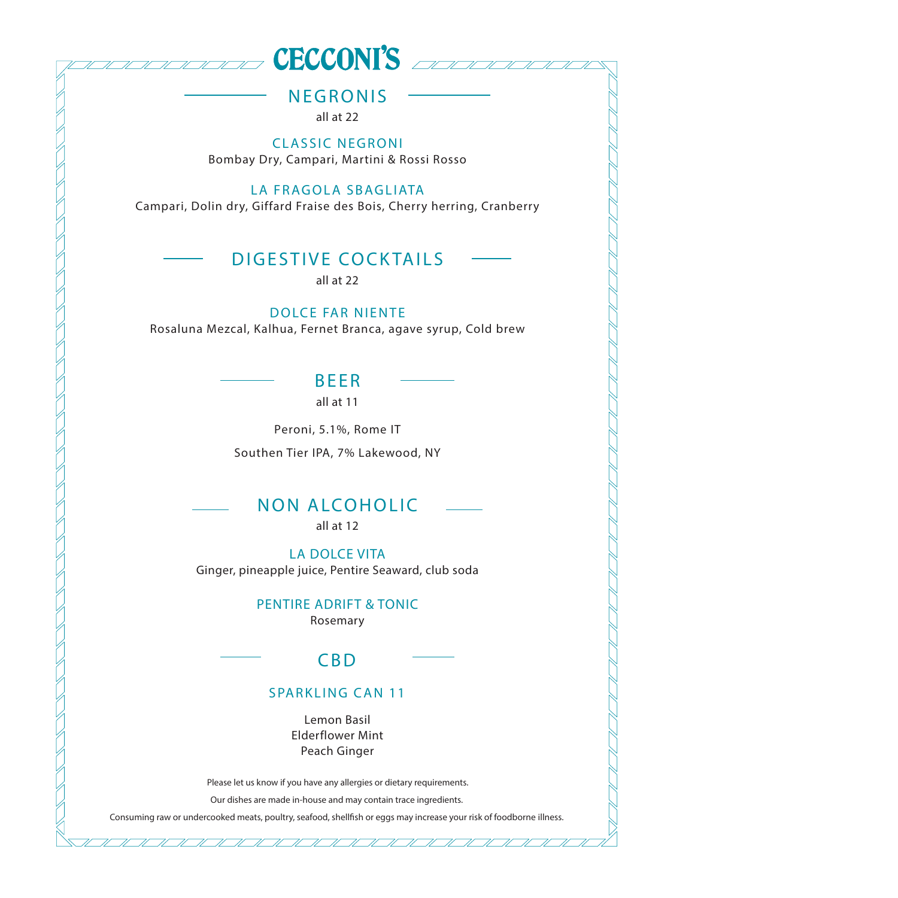# CECCONI'S

## NEGRONIS

all at 22

### CLASSIC NEGRONI

Bombay Dry, Campari, Martini & Rossi Rosso

### LA FRAGOLA SBAGLIATA

Campari, Dolin dry, Giffard Fraise des Bois, Cherry herring, Cranberry

## DIGESTIVE COCKTAILS

all at 22

### DOLCE FAR NIENTE

Rosaluna Mezcal, Kalhua, Fernet Branca, agave syrup, Cold brew

## BEER

all at 11

Peroni, 5.1%, Rome IT

Southen Tier IPA, 7% Lakewood, NY

## NON ALCOHOLIC

all at 12

### LA DOLCE VITA

Ginger, pineapple juice, Pentire Seaward, club soda

### PENTIRE ADRIFT & TONIC

Rosemary

## CBD

### SPARKLING CAN 11

Lemon Basil
Elderflower Mint
Peach Ginger

Please let us know if you have any allergies or dietary requirements.

Our dishes are made in-house and may contain trace ingredients.

Consuming raw or undercooked meats, poultry, seafood, shellfish or eggs may increase your risk of foodborne illness.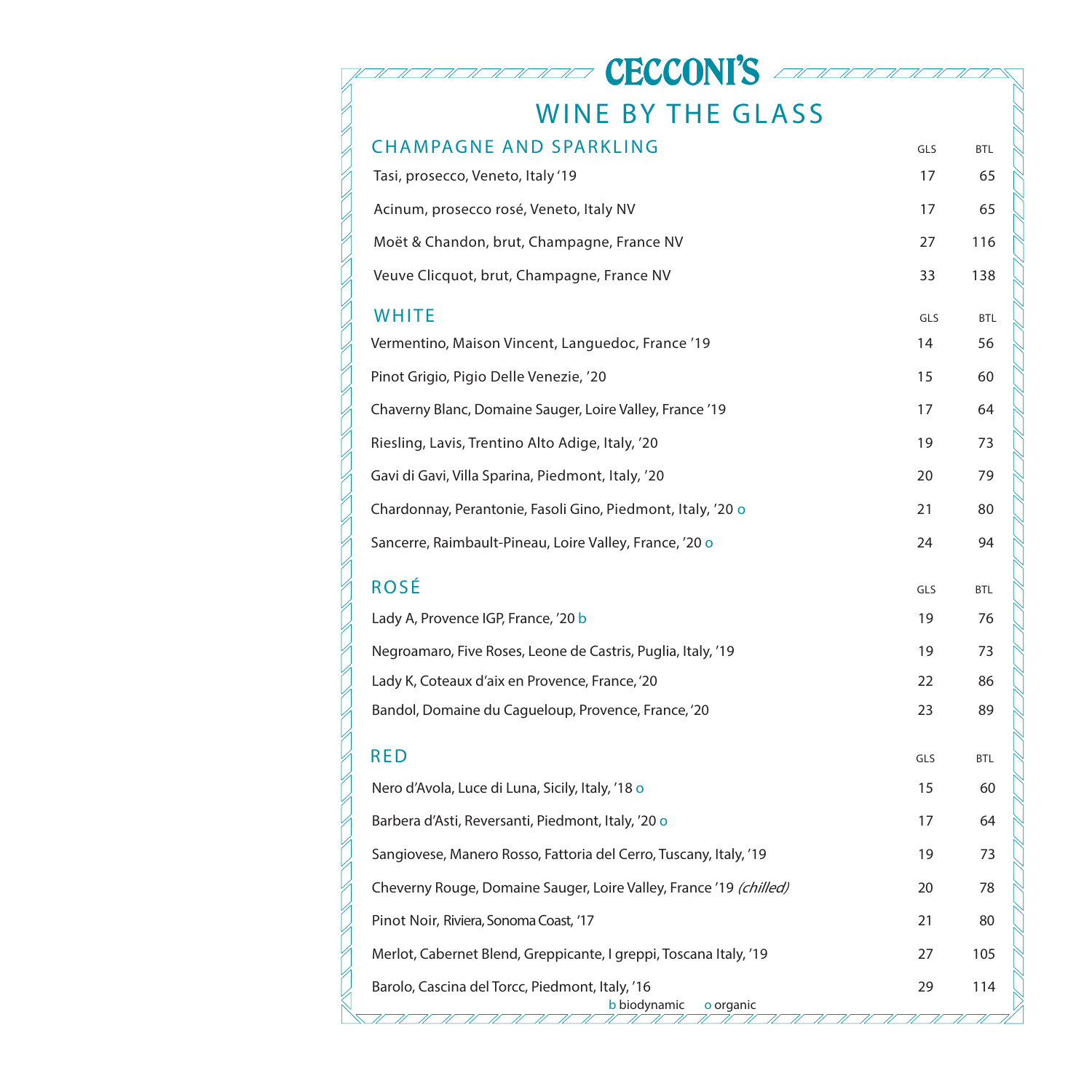# CECCONI'S

## WINE BY THE GLASS

### CHAMPAGNE AND SPARKLING

| | GLS | BTL |
|---|---|---|
| Tasi, prosecco, Veneto, Italy '19 | 17 | 65 |
| Acinum, prosecco rosé, Veneto, Italy NV | 17 | 65 |
| Moët & Chandon, brut, Champagne, France NV | 27 | 116 |
| Veuve Clicquot, brut, Champagne, France NV | 33 | 138 |

### WHITE

| | GLS | BTL |
|---|---|---|
| Vermentino, Maison Vincent, Languedoc, France '19 | 14 | 56 |
| Pinot Grigio, Pigio Delle Venezie, '20 | 15 | 60 |
| Chaverny Blanc, Domaine Sauger, Loire Valley, France '19 | 17 | 64 |
| Riesling, Lavis, Trentino Alto Adige, Italy, '20 | 19 | 73 |
| Gavi di Gavi, Villa Sparina, Piedmont, Italy, '20 | 20 | 79 |
| Chardonnay, Perantonie, Fasoli Gino, Piedmont, Italy, '20 o | 21 | 80 |
| Sancerre, Raimbault-Pineau, Loire Valley, France, '20 o | 24 | 94 |

### ROSÉ

| | GLS | BTL |
|---|---|---|
| Lady A, Provence IGP, France, '20 b | 19 | 76 |
| Negroamaro, Five Roses, Leone de Castris, Puglia, Italy, '19 | 19 | 73 |
| Lady K, Coteaux d'aix en Provence, France, '20 | 22 | 86 |
| Bandol, Domaine du Cagueloup, Provence, France, '20 | 23 | 89 |

### RED

| | GLS | BTL |
|---|---|---|
| Nero d'Avola, Luce di Luna, Sicily, Italy, '18 o | 15 | 60 |
| Barbera d'Asti, Reversanti, Piedmont, Italy, '20 o | 17 | 64 |
| Sangiovese, Manero Rosso, Fattoria del Cerro, Tuscany, Italy, '19 | 19 | 73 |
| Cheverny Rouge, Domaine Sauger, Loire Valley, France '19 *(chilled)* | 20 | 78 |
| Pinot Noir, Riviera, Sonoma Coast, '17 | 21 | 80 |
| Merlot, Cabernet Blend, Greppicante, I greppi, Toscana Italy, '19 | 27 | 105 |
| Barolo, Cascina del Torcc, Piedmont, Italy, '16 | 29 | 114 |

b biodynamic o organic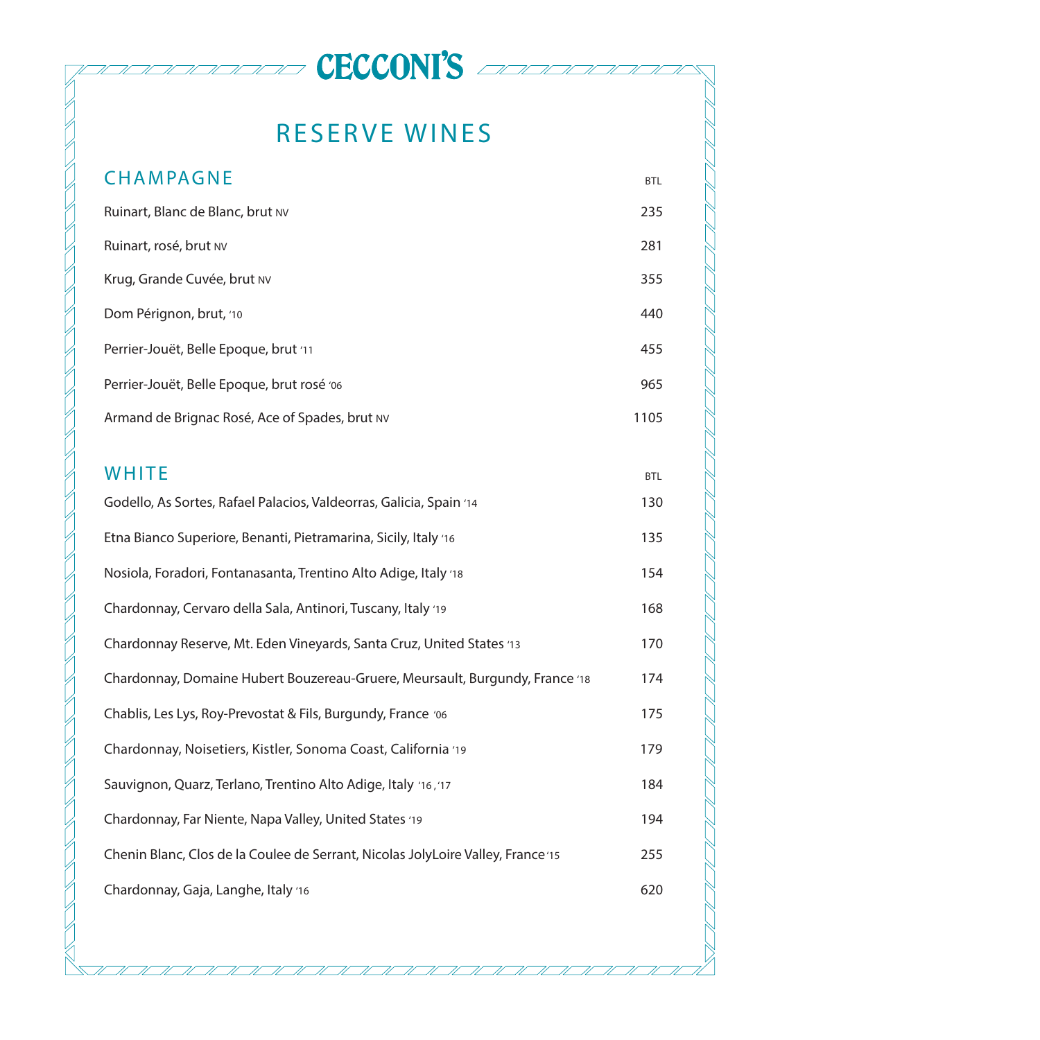# CECCONI'S

## RESERVE WINES

### CHAMPAGNE

| | BTL |
|---|---|
| Ruinart, Blanc de Blanc, brut NV | 235 |
| Ruinart, rosé, brut NV | 281 |
| Krug, Grande Cuvée, brut NV | 355 |
| Dom Pérignon, brut, '10 | 440 |
| Perrier-Jouët, Belle Epoque, brut '11 | 455 |
| Perrier-Jouët, Belle Epoque, brut rosé '06 | 965 |
| Armand de Brignac Rosé, Ace of Spades, brut NV | 1105 |

### WHITE

| | BTL |
|---|---|
| Godello, As Sortes, Rafael Palacios, Valdeorras, Galicia, Spain '14 | 130 |
| Etna Bianco Superiore, Benanti, Pietramarina, Sicily, Italy '16 | 135 |
| Nosiola, Foradori, Fontanasanta, Trentino Alto Adige, Italy '18 | 154 |
| Chardonnay, Cervaro della Sala, Antinori, Tuscany, Italy '19 | 168 |
| Chardonnay Reserve, Mt. Eden Vineyards, Santa Cruz, United States '13 | 170 |
| Chardonnay, Domaine Hubert Bouzereau-Gruere, Meursault, Burgundy, France '18 | 174 |
| Chablis, Les Lys, Roy-Prevostat & Fils, Burgundy, France '06 | 175 |
| Chardonnay, Noisetiers, Kistler, Sonoma Coast, California '19 | 179 |
| Sauvignon, Quarz, Terlano, Trentino Alto Adige, Italy '16 ,'17 | 184 |
| Chardonnay, Far Niente, Napa Valley, United States '19 | 194 |
| Chenin Blanc, Clos de la Coulee de Serrant, Nicolas JolyLoire Valley, France'15 | 255 |
| Chardonnay, Gaja, Langhe, Italy '16 | 620 |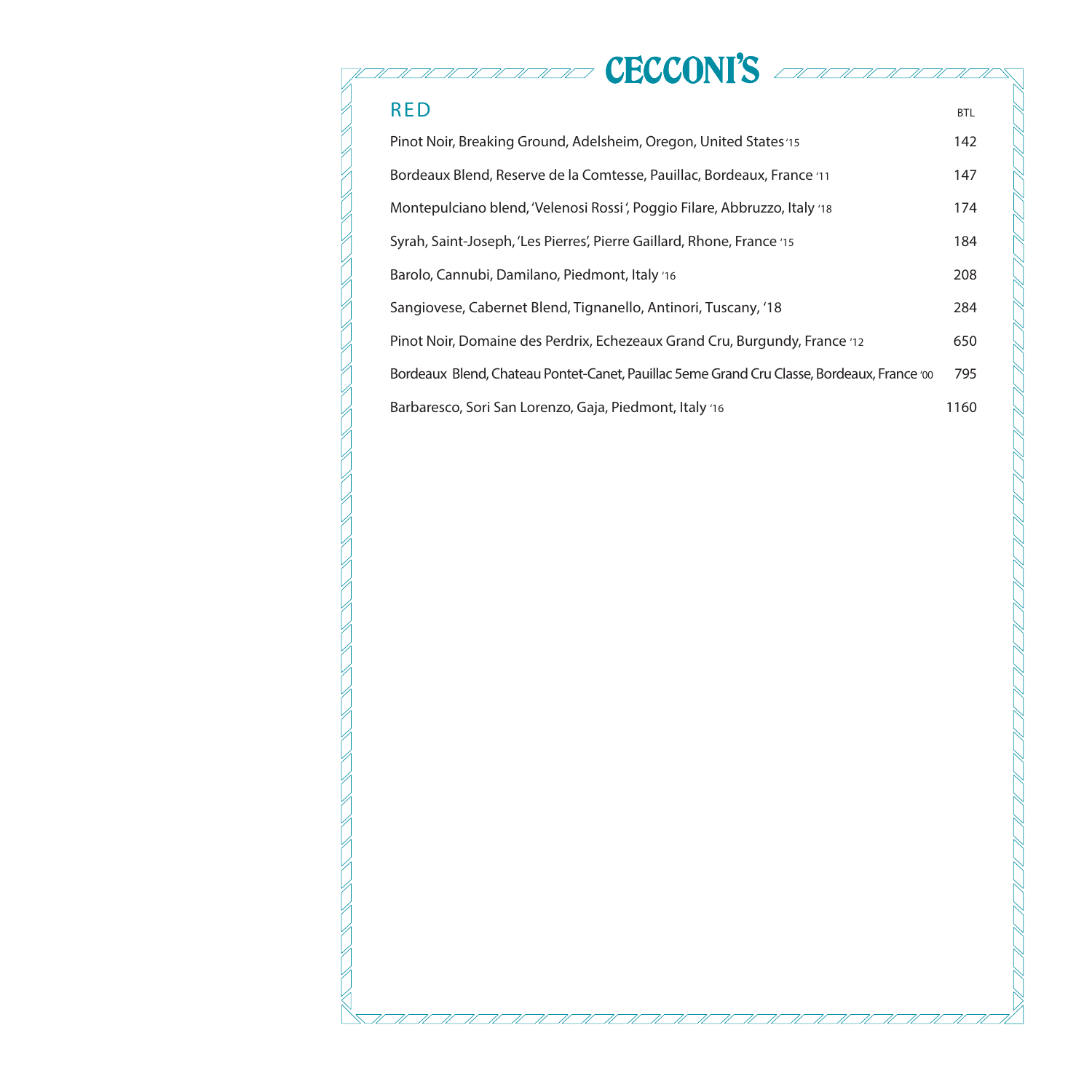# CECCONI'S

## RED

| | BTL |
|---|---|
| Pinot Noir, Breaking Ground, Adelsheim, Oregon, United States '15 | 142 |
| Bordeaux Blend, Reserve de la Comtesse, Pauillac, Bordeaux, France '11 | 147 |
| Montepulciano blend, 'Velenosi Rossi ', Poggio Filare, Abbruzzo, Italy '18 | 174 |
| Syrah, Saint-Joseph, 'Les Pierres', Pierre Gaillard, Rhone, France '15 | 184 |
| Barolo, Cannubi, Damilano, Piedmont, Italy '16 | 208 |
| Sangiovese, Cabernet Blend, Tignanello, Antinori, Tuscany, '18 | 284 |
| Pinot Noir, Domaine des Perdrix, Echezeaux Grand Cru, Burgundy, France '12 | 650 |
| Bordeaux Blend, Chateau Pontet-Canet, Pauillac 5eme Grand Cru Classe, Bordeaux, France '00 | 795 |
| Barbaresco, Sori San Lorenzo, Gaja, Piedmont, Italy '16 | 1160 |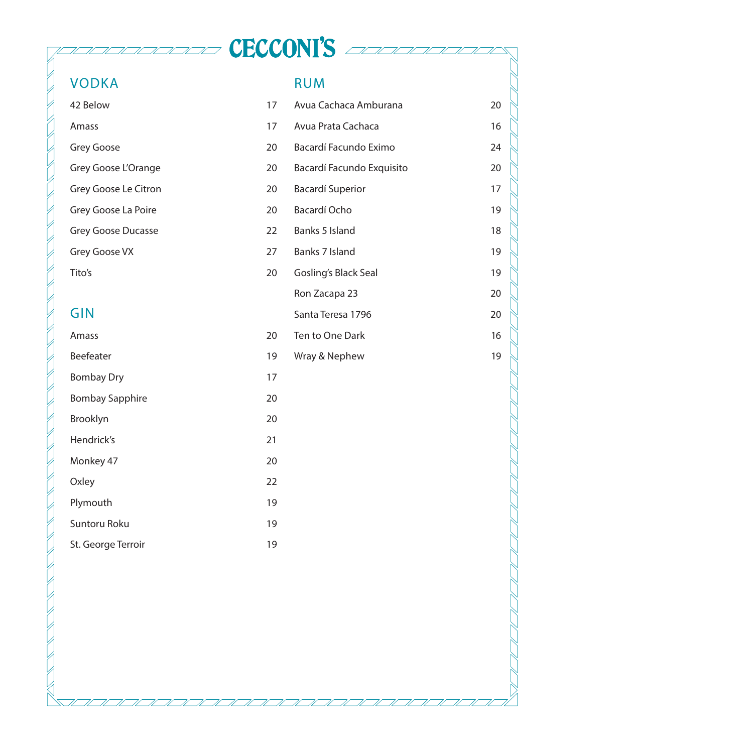# CECCONI'S

## VODKA

| | |
|---|---|
| 42 Below | 17 |
| Amass | 17 |
| Grey Goose | 20 |
| Grey Goose L'Orange | 20 |
| Grey Goose Le Citron | 20 |
| Grey Goose La Poire | 20 |
| Grey Goose Ducasse | 22 |
| Grey Goose VX | 27 |
| Tito's | 20 |

## GIN

| | |
|---|---|
| Amass | 20 |
| Beefeater | 19 |
| Bombay Dry | 17 |
| Bombay Sapphire | 20 |
| Brooklyn | 20 |
| Hendrick's | 21 |
| Monkey 47 | 20 |
| Oxley | 22 |
| Plymouth | 19 |
| Suntoru Roku | 19 |
| St. George Terroir | 19 |

## RUM

| | |
|---|---|
| Avua Cachaca Amburana | 20 |
| Avua Prata Cachaca | 16 |
| Bacardí Facundo Eximo | 24 |
| Bacardí Facundo Exquisito | 20 |
| Bacardí Superior | 17 |
| Bacardí Ocho | 19 |
| Banks 5 Island | 18 |
| Banks 7 Island | 19 |
| Gosling's Black Seal | 19 |
| Ron Zacapa 23 | 20 |
| Santa Teresa 1796 | 20 |
| Ten to One Dark | 16 |
| Wray & Nephew | 19 |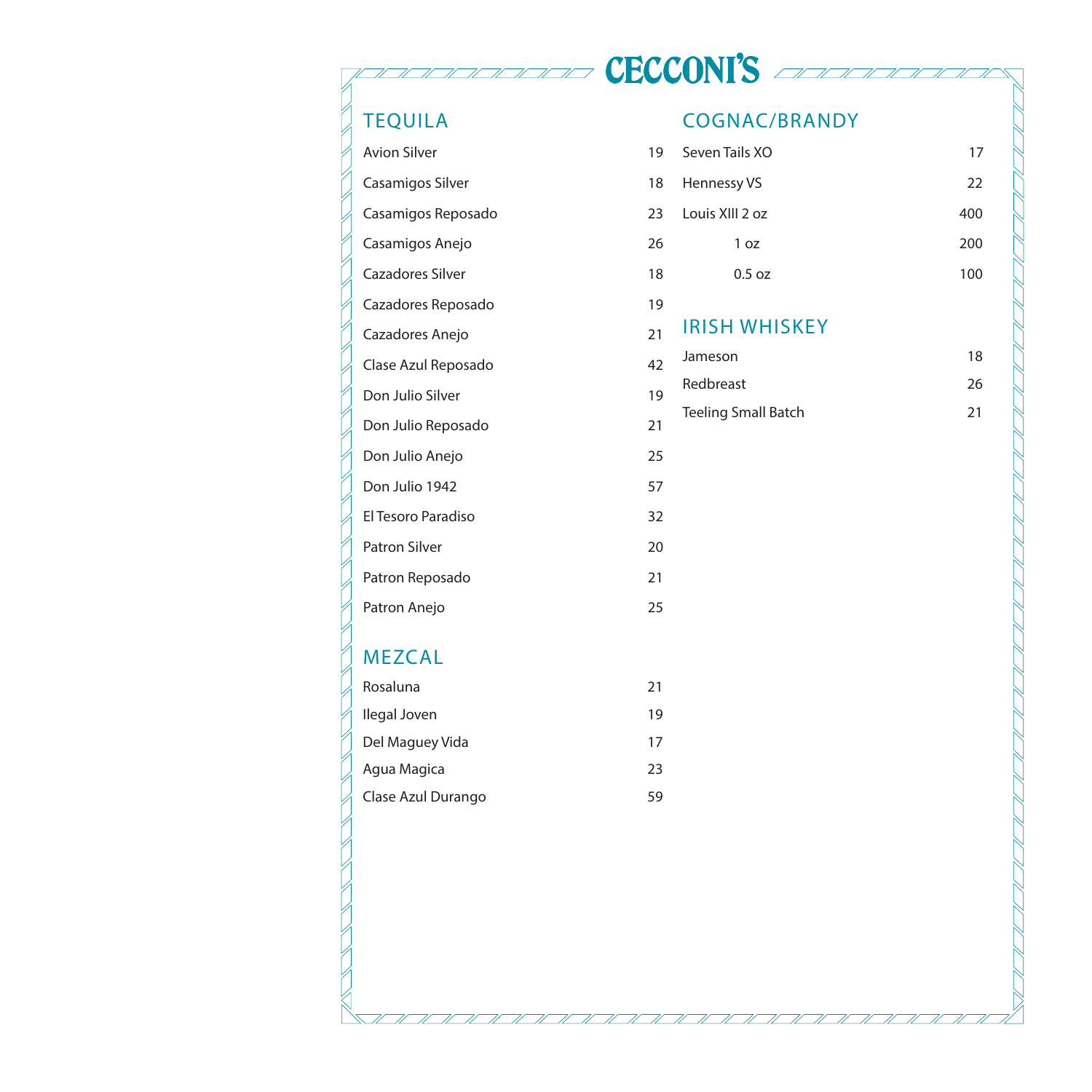# CECCONI'S

## TEQUILA

| Item | Price |
| --- | --- |
| Avion Silver | 19 |
| Casamigos Silver | 18 |
| Casamigos Reposado | 23 |
| Casamigos Anejo | 26 |
| Cazadores Silver | 18 |
| Cazadores Reposado | 19 |
| Cazadores Anejo | 21 |
| Clase Azul Reposado | 42 |
| Don Julio Silver | 19 |
| Don Julio Reposado | 21 |
| Don Julio Anejo | 25 |
| Don Julio 1942 | 57 |
| El Tesoro Paradiso | 32 |
| Patron Silver | 20 |
| Patron Reposado | 21 |
| Patron Anejo | 25 |

## MEZCAL

| Item | Price |
| --- | --- |
| Rosaluna | 21 |
| Ilegal Joven | 19 |
| Del Maguey Vida | 17 |
| Agua Magica | 23 |
| Clase Azul Durango | 59 |

## COGNAC/BRANDY

| Item | Price |
| --- | --- |
| Seven Tails XO | 17 |
| Hennessy VS | 22 |
| Louis XIII 2 oz | 400 |
| 1 oz | 200 |
| 0.5 oz | 100 |

## IRISH WHISKEY

| Item | Price |
| --- | --- |
| Jameson | 18 |
| Redbreast | 26 |
| Teeling Small Batch | 21 |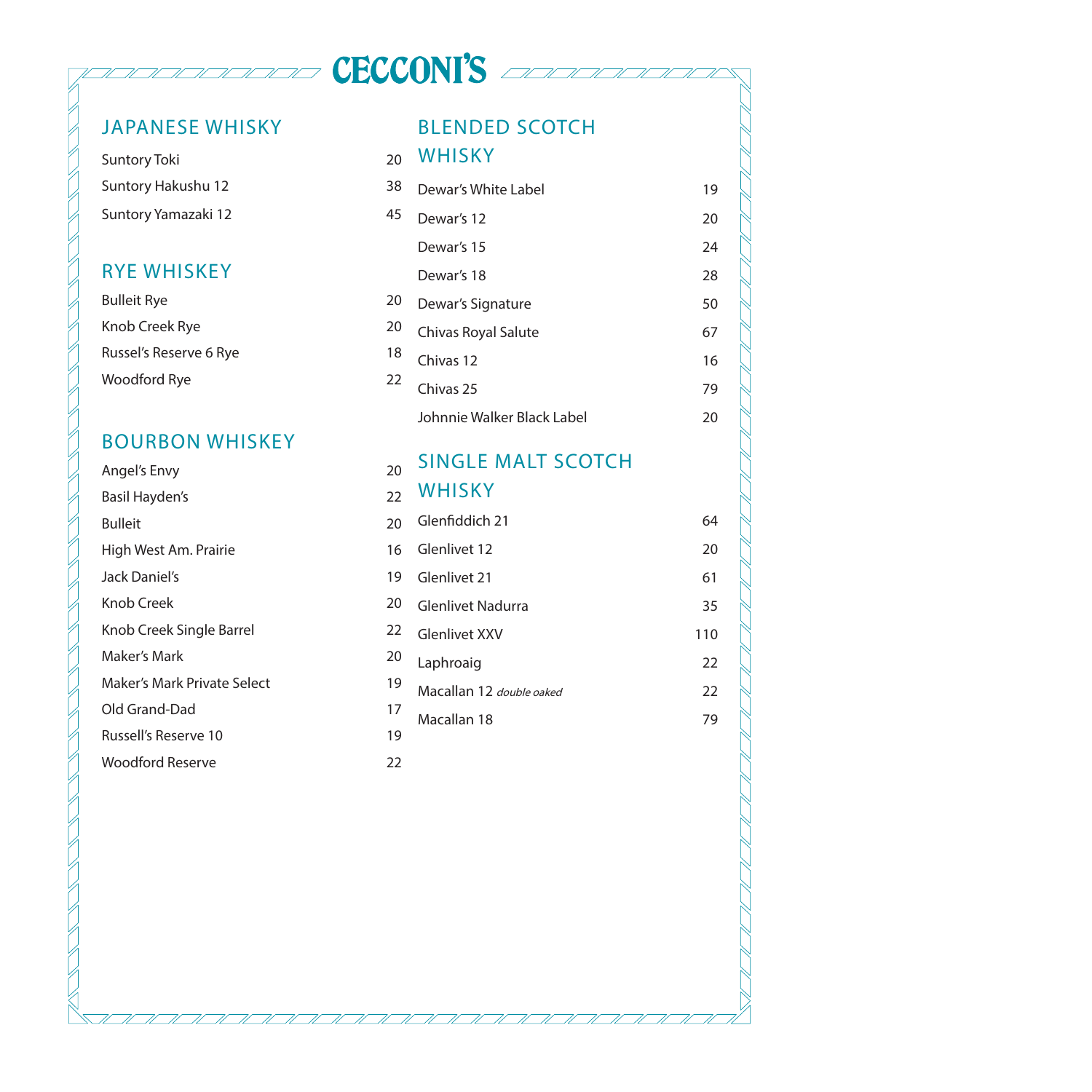# CECCONI'S

## JAPANESE WHISKY

| | |
|---|---|
| Suntory Toki | 20 |
| Suntory Hakushu 12 | 38 |
| Suntory Yamazaki 12 | 45 |

## RYE WHISKEY

| | |
|---|---|
| Bulleit Rye | 20 |
| Knob Creek Rye | 20 |
| Russel's Reserve 6 Rye | 18 |
| Woodford Rye | 22 |

## BOURBON WHISKEY

| | |
|---|---|
| Angel's Envy | 20 |
| Basil Hayden's | 22 |
| Bulleit | 20 |
| High West Am. Prairie | 16 |
| Jack Daniel's | 19 |
| Knob Creek | 20 |
| Knob Creek Single Barrel | 22 |
| Maker's Mark | 20 |
| Maker's Mark Private Select | 19 |
| Old Grand-Dad | 17 |
| Russell's Reserve 10 | 19 |
| Woodford Reserve | 22 |

## BLENDED SCOTCH WHISKY

| | |
|---|---|
| Dewar's White Label | 19 |
| Dewar's 12 | 20 |
| Dewar's 15 | 24 |
| Dewar's 18 | 28 |
| Dewar's Signature | 50 |
| Chivas Royal Salute | 67 |
| Chivas 12 | 16 |
| Chivas 25 | 79 |
| Johnnie Walker Black Label | 20 |

## SINGLE MALT SCOTCH WHISKY

| | |
|---|---|
| Glenfiddich 21 | 64 |
| Glenlivet 12 | 20 |
| Glenlivet 21 | 61 |
| Glenlivet Nadurra | 35 |
| Glenlivet XXV | 110 |
| Laphroaig | 22 |
| Macallan 12 *double oaked* | 22 |
| Macallan 18 | 79 |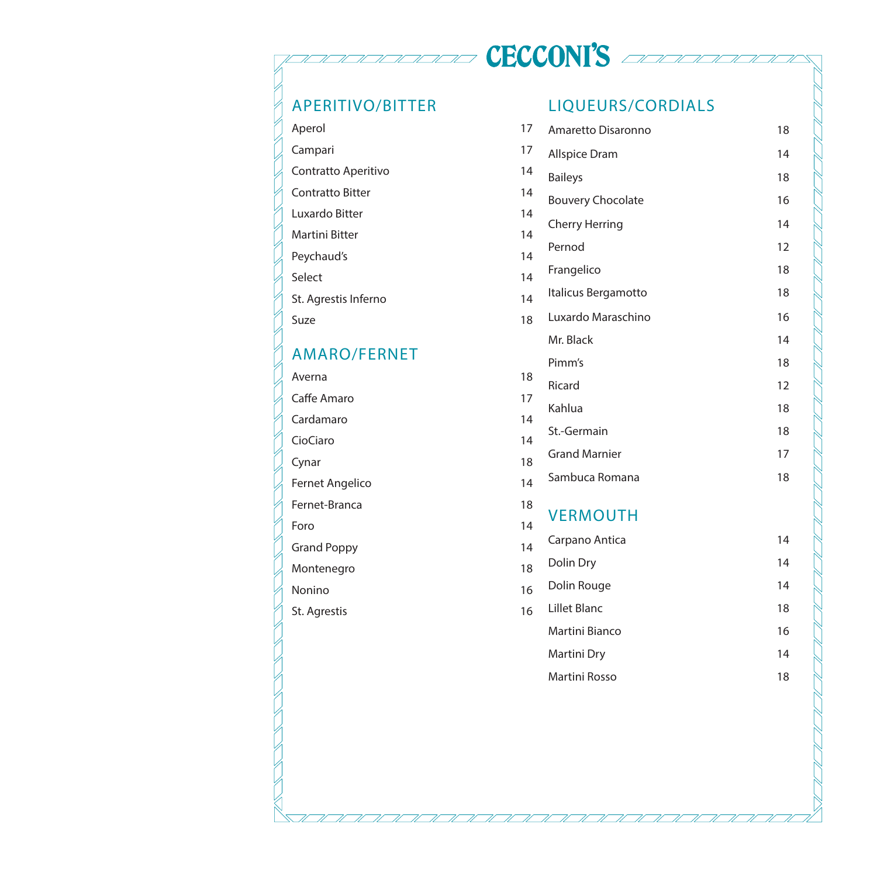# CECCONI'S

## APERITIVO/BITTER

| Item | Price |
|---|---|
| Aperol | 17 |
| Campari | 17 |
| Contratto Aperitivo | 14 |
| Contratto Bitter | 14 |
| Luxardo Bitter | 14 |
| Martini Bitter | 14 |
| Peychaud's | 14 |
| Select | 14 |
| St. Agrestis Inferno | 14 |
| Suze | 18 |

## AMARO/FERNET

| Item | Price |
|---|---|
| Averna | 18 |
| Caffe Amaro | 17 |
| Cardamaro | 14 |
| CioCiaro | 14 |
| Cynar | 18 |
| Fernet Angelico | 14 |
| Fernet-Branca | 18 |
| Foro | 14 |
| Grand Poppy | 14 |
| Montenegro | 18 |
| Nonino | 16 |
| St. Agrestis | 16 |

## LIQUEURS/CORDIALS

| Item | Price |
|---|---|
| Amaretto Disaronno | 18 |
| Allspice Dram | 14 |
| Baileys | 18 |
| Bouvery Chocolate | 16 |
| Cherry Herring | 14 |
| Pernod | 12 |
| Frangelico | 18 |
| Italicus Bergamotto | 18 |
| Luxardo Maraschino | 16 |
| Mr. Black | 14 |
| Pimm's | 18 |
| Ricard | 12 |
| Kahlua | 18 |
| St.-Germain | 18 |
| Grand Marnier | 17 |
| Sambuca Romana | 18 |

## VERMOUTH

| Item | Price |
|---|---|
| Carpano Antica | 14 |
| Dolin Dry | 14 |
| Dolin Rouge | 14 |
| Lillet Blanc | 18 |
| Martini Bianco | 16 |
| Martini Dry | 14 |
| Martini Rosso | 18 |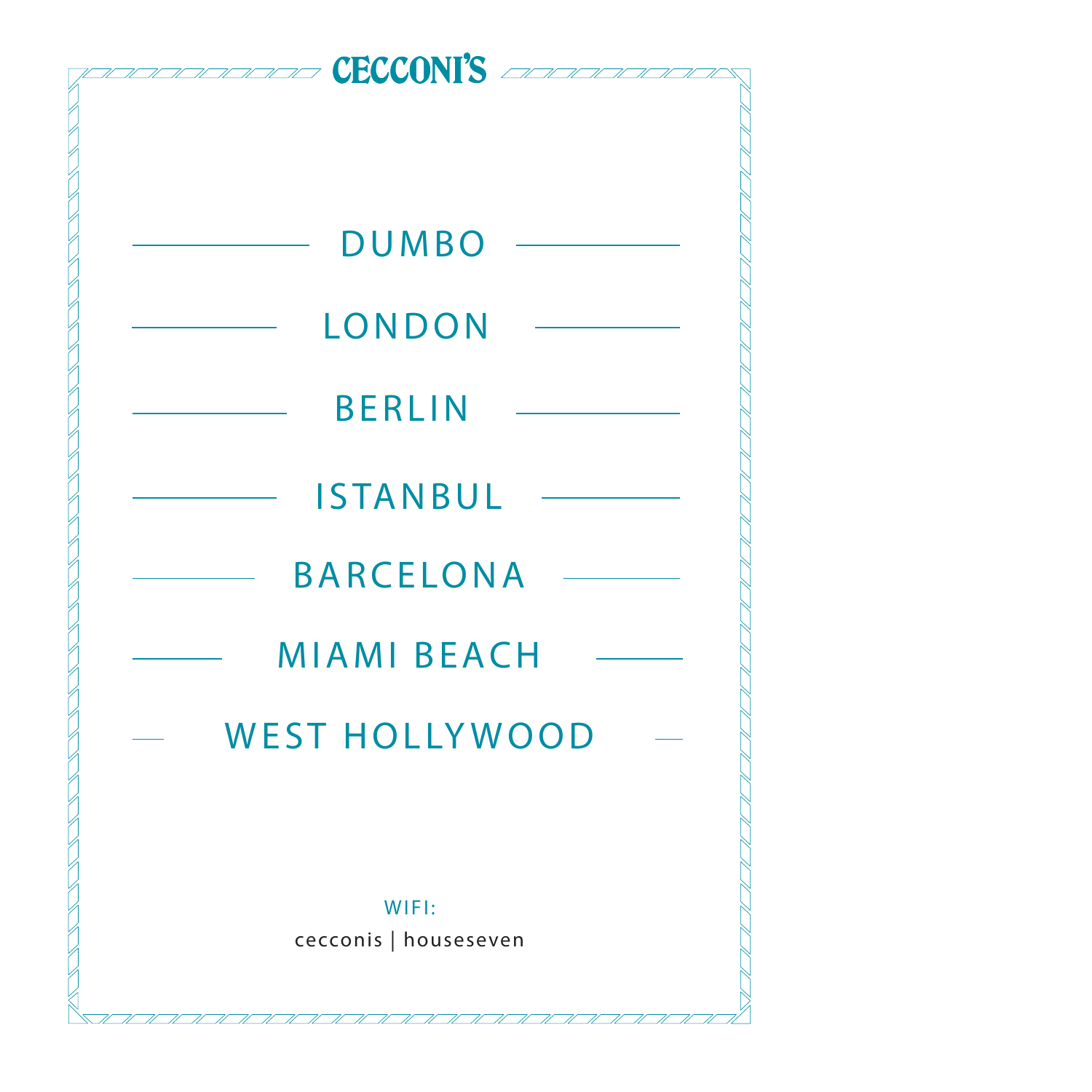# CECCONI'S

DUMBO

LONDON

BERLIN

ISTANBUL

BARCELONA

MIAMI BEACH

WEST HOLLYWOOD

WIFI:

cecconis | houseseven